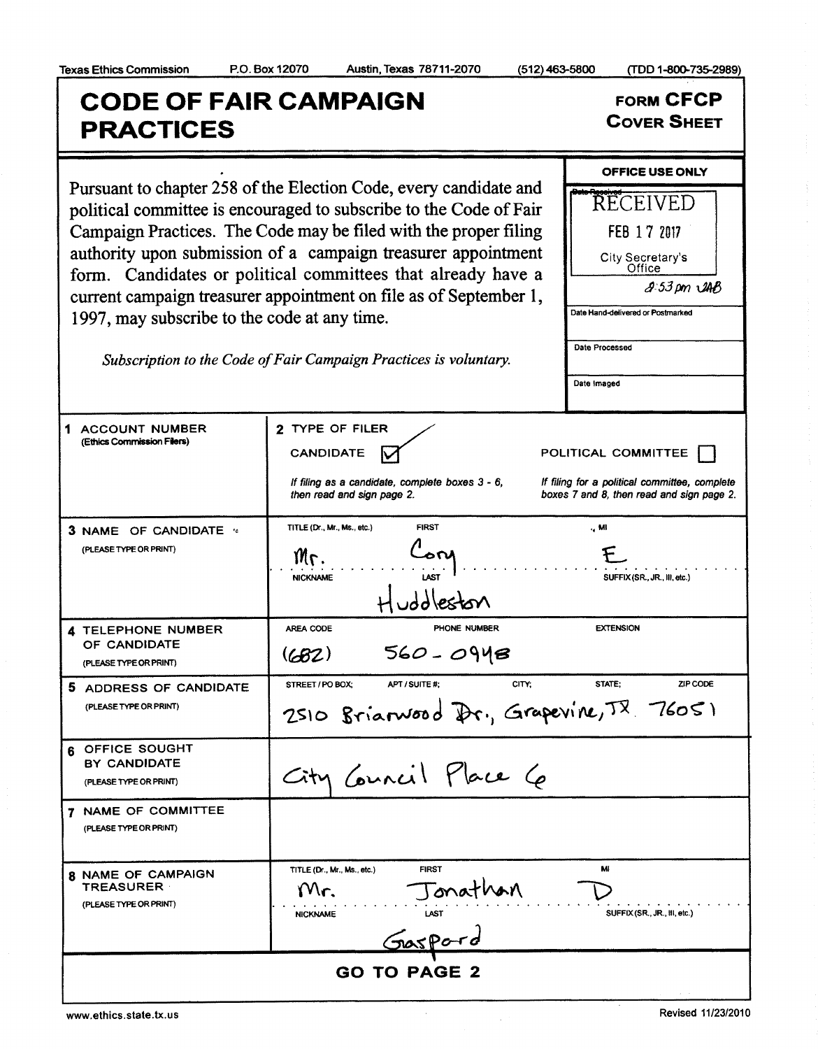Texas Ethics Commission P.O. Box 12070 Austin, Texas 78711-2070 (512) 463-5800 (TDD 1-800-735-2989)

# CODE OF FAIR CAMPAIGN PRACTICES

**FORM CFCP**
**COVER SHEET**

Pursuant to chapter 258 of the Election Code, every candidate and political committee is encouraged to subscribe to the Code of Fair Campaign Practices. The Code may be filed with the proper filing authority upon submission of a campaign treasurer appointment form. Candidates or political committees that already have a current campaign treasurer appointment on file as of September 1, 1997, may subscribe to the code at any time.

*Subscription to the Code of Fair Campaign Practices is voluntary.*

**OFFICE USE ONLY**

Date Received: RECEIVED FEB 17 2017 City Secretary's Office 3:53 pm JAB

Date Hand-delivered or Postmarked:

Date Processed:

Date Imaged:

| | |
|---|---|
| **1 ACCOUNT NUMBER** (Ethics Commission Filers) | **2 TYPE OF FILER** CANDIDATE ☑ POLITICAL COMMITTEE ☐ *If filing as a candidate, complete boxes 3 - 6, then read and sign page 2.* *If filing for a political committee, complete boxes 7 and 8, then read and sign page 2.* |
| **3 NAME OF CANDIDATE** (PLEASE TYPE OR PRINT) | TITLE (Dr., Mr., Ms., etc.): Mr. FIRST: Cory MI: E NICKNAME: LAST: Huddleston SUFFIX (SR., JR., III, etc.): |
| **4 TELEPHONE NUMBER OF CANDIDATE** (PLEASE TYPE OR PRINT) | AREA CODE: (682) PHONE NUMBER: 560-0948 EXTENSION: |
| **5 ADDRESS OF CANDIDATE** (PLEASE TYPE OR PRINT) | STREET / PO BOX; APT / SUITE #; CITY; STATE; ZIP CODE: 2510 Briarwood Dr., Grapevine, TX 76051 |
| **6 OFFICE SOUGHT BY CANDIDATE** (PLEASE TYPE OR PRINT) | City Council Place 6 |
| **7 NAME OF COMMITTEE** (PLEASE TYPE OR PRINT) | |
| **8 NAME OF CAMPAIGN TREASURER** (PLEASE TYPE OR PRINT) | TITLE (Dr., Mr., Ms., etc.): Mr. FIRST: Jonathan MI: D NICKNAME: LAST: Gaspard SUFFIX (SR., JR., III, etc.): |

**GO TO PAGE 2**

www.ethics.state.tx.us Revised 11/23/2010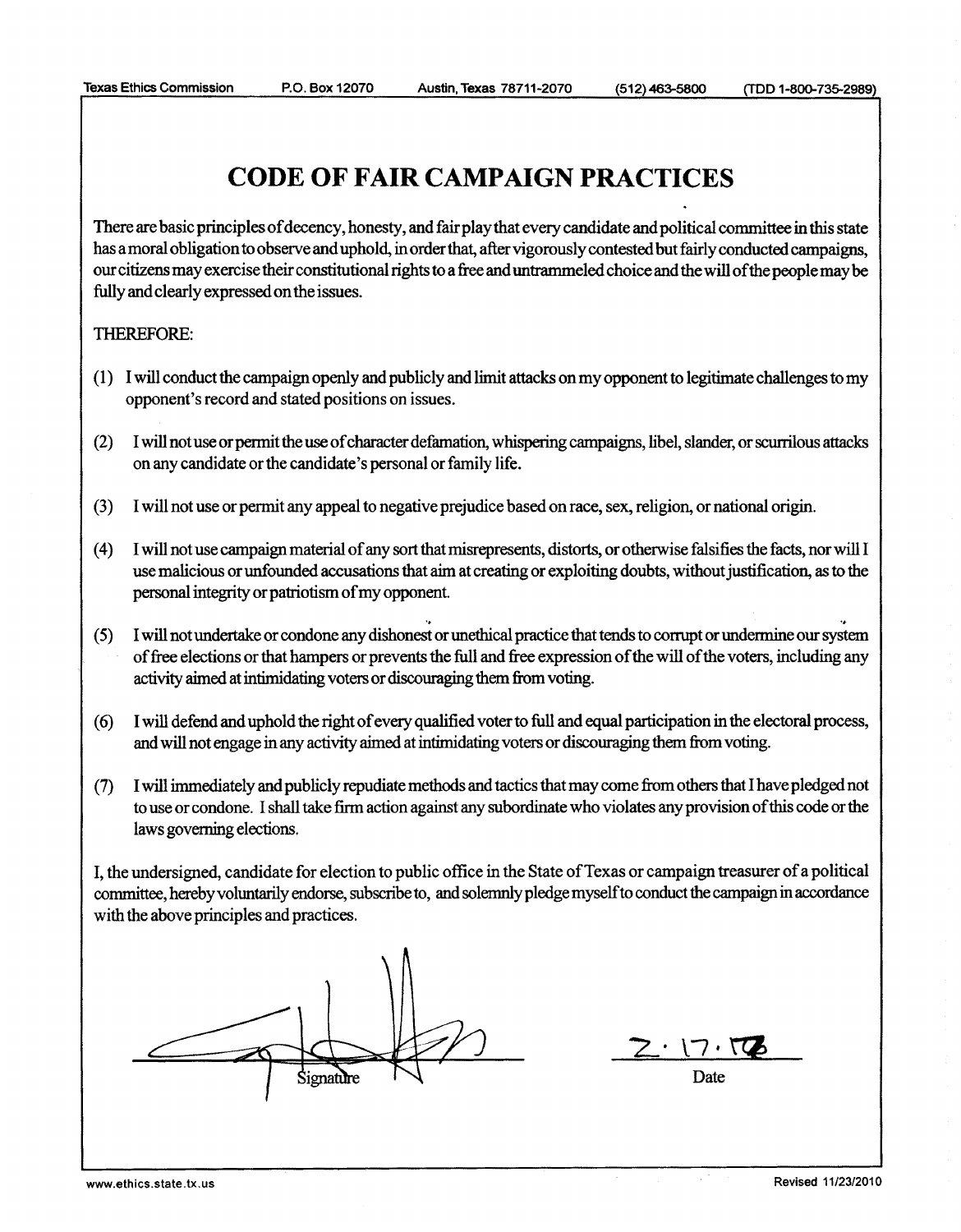Texas Ethics Commission P.O. Box 12070 Austin, Texas 78711-2070 (512) 463-5800 (TDD 1-800-735-2989)

# CODE OF FAIR CAMPAIGN PRACTICES

There are basic principles of decency, honesty, and fair play that every candidate and political committee in this state has a moral obligation to observe and uphold, in order that, after vigorously contested but fairly conducted campaigns, our citizens may exercise their constitutional rights to a free and untrammeled choice and the will of the people may be fully and clearly expressed on the issues.

THEREFORE:

(1) I will conduct the campaign openly and publicly and limit attacks on my opponent to legitimate challenges to my opponent's record and stated positions on issues.

(2) I will not use or permit the use of character defamation, whispering campaigns, libel, slander, or scurrilous attacks on any candidate or the candidate's personal or family life.

(3) I will not use or permit any appeal to negative prejudice based on race, sex, religion, or national origin.

(4) I will not use campaign material of any sort that misrepresents, distorts, or otherwise falsifies the facts, nor will I use malicious or unfounded accusations that aim at creating or exploiting doubts, without justification, as to the personal integrity or patriotism of my opponent.

(5) I will not undertake or condone any dishonest or unethical practice that tends to corrupt or undermine our system of free elections or that hampers or prevents the full and free expression of the will of the voters, including any activity aimed at intimidating voters or discouraging them from voting.

(6) I will defend and uphold the right of every qualified voter to full and equal participation in the electoral process, and will not engage in any activity aimed at intimidating voters or discouraging them from voting.

(7) I will immediately and publicly repudiate methods and tactics that may come from others that I have pledged not to use or condone. I shall take firm action against any subordinate who violates any provision of this code or the laws governing elections.

I, the undersigned, candidate for election to public office in the State of Texas or campaign treasurer of a political committee, hereby voluntarily endorse, subscribe to, and solemnly pledge myself to conduct the campaign in accordance with the above principles and practices.

[Signature]
Signature

2.17.16
Date

www.ethics.state.tx.us Revised 11/23/2010